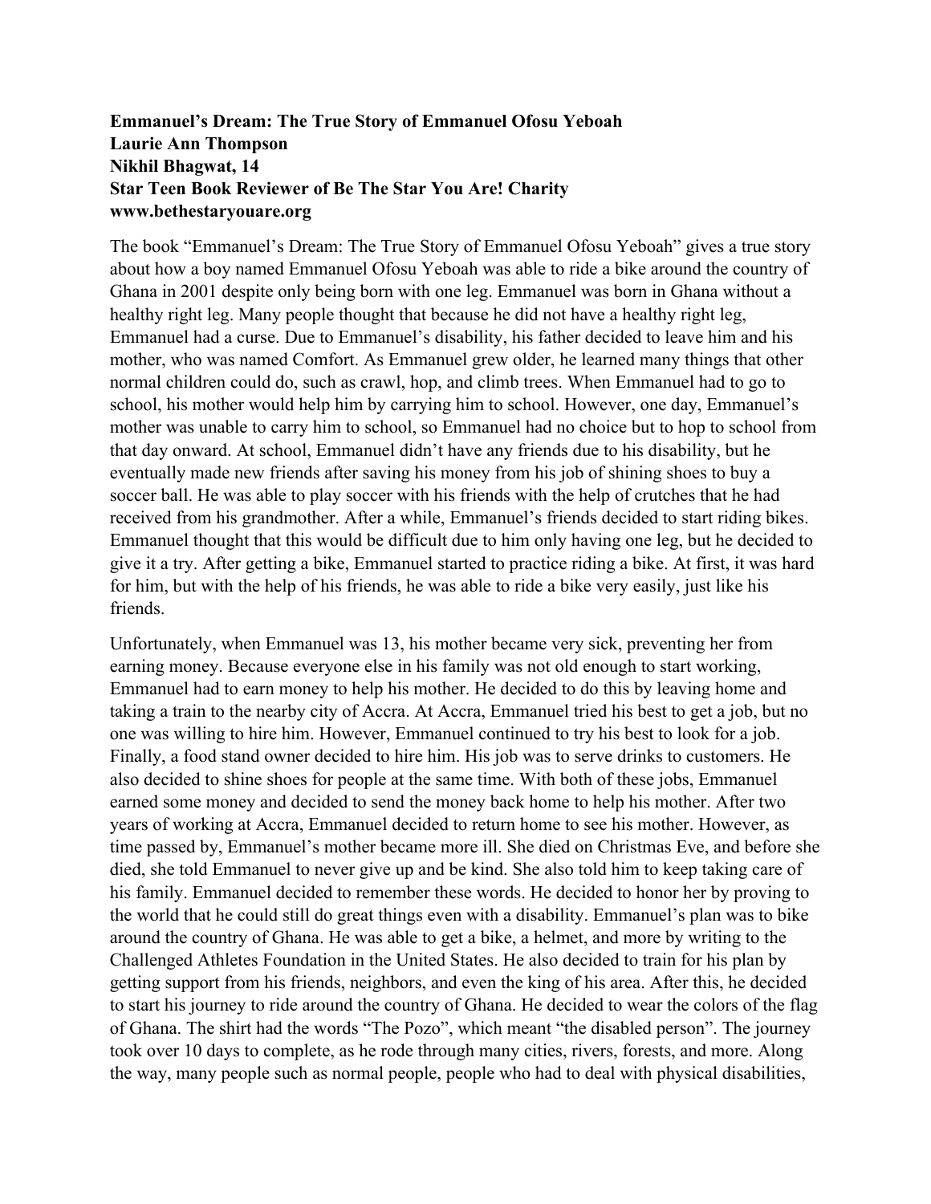**Emmanuel's Dream: The True Story of Emmanuel Ofosu Yeboah**
**Laurie Ann Thompson**
**Nikhil Bhagwat, 14**
**Star Teen Book Reviewer of Be The Star You Are! Charity**
**www.bethestaryouare.org**

The book "Emmanuel's Dream: The True Story of Emmanuel Ofosu Yeboah" gives a true story about how a boy named Emmanuel Ofosu Yeboah was able to ride a bike around the country of Ghana in 2001 despite only being born with one leg. Emmanuel was born in Ghana without a healthy right leg. Many people thought that because he did not have a healthy right leg, Emmanuel had a curse. Due to Emmanuel's disability, his father decided to leave him and his mother, who was named Comfort. As Emmanuel grew older, he learned many things that other normal children could do, such as crawl, hop, and climb trees. When Emmanuel had to go to school, his mother would help him by carrying him to school. However, one day, Emmanuel's mother was unable to carry him to school, so Emmanuel had no choice but to hop to school from that day onward. At school, Emmanuel didn't have any friends due to his disability, but he eventually made new friends after saving his money from his job of shining shoes to buy a soccer ball. He was able to play soccer with his friends with the help of crutches that he had received from his grandmother. After a while, Emmanuel's friends decided to start riding bikes. Emmanuel thought that this would be difficult due to him only having one leg, but he decided to give it a try. After getting a bike, Emmanuel started to practice riding a bike. At first, it was hard for him, but with the help of his friends, he was able to ride a bike very easily, just like his friends.

Unfortunately, when Emmanuel was 13, his mother became very sick, preventing her from earning money. Because everyone else in his family was not old enough to start working, Emmanuel had to earn money to help his mother. He decided to do this by leaving home and taking a train to the nearby city of Accra. At Accra, Emmanuel tried his best to get a job, but no one was willing to hire him. However, Emmanuel continued to try his best to look for a job. Finally, a food stand owner decided to hire him. His job was to serve drinks to customers. He also decided to shine shoes for people at the same time. With both of these jobs, Emmanuel earned some money and decided to send the money back home to help his mother. After two years of working at Accra, Emmanuel decided to return home to see his mother. However, as time passed by, Emmanuel's mother became more ill. She died on Christmas Eve, and before she died, she told Emmanuel to never give up and be kind. She also told him to keep taking care of his family. Emmanuel decided to remember these words. He decided to honor her by proving to the world that he could still do great things even with a disability. Emmanuel's plan was to bike around the country of Ghana. He was able to get a bike, a helmet, and more by writing to the Challenged Athletes Foundation in the United States. He also decided to train for his plan by getting support from his friends, neighbors, and even the king of his area. After this, he decided to start his journey to ride around the country of Ghana. He decided to wear the colors of the flag of Ghana. The shirt had the words "The Pozo", which meant "the disabled person". The journey took over 10 days to complete, as he rode through many cities, rivers, forests, and more. Along the way, many people such as normal people, people who had to deal with physical disabilities,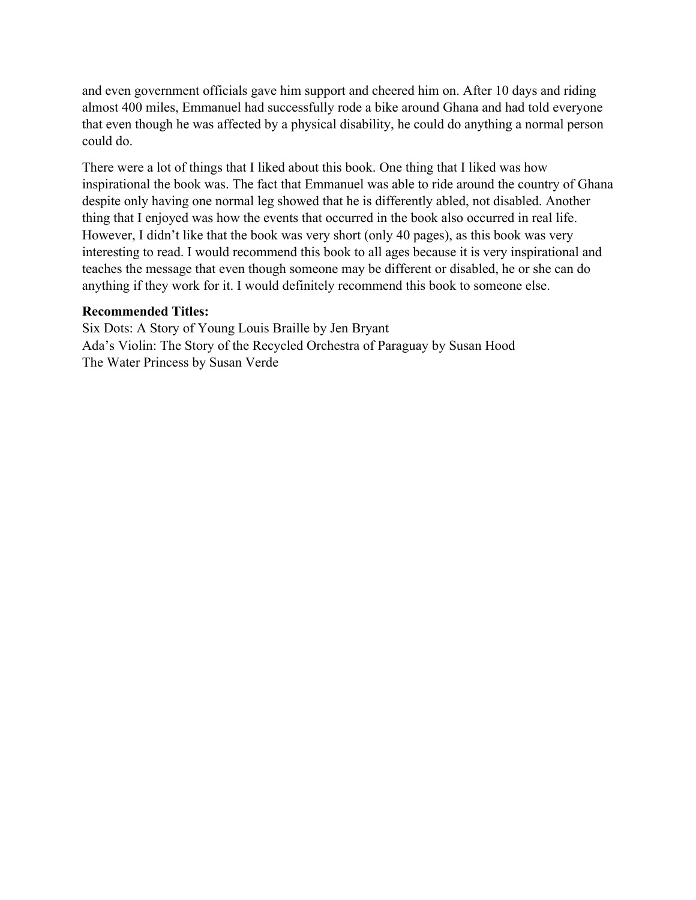and even government officials gave him support and cheered him on. After 10 days and riding almost 400 miles, Emmanuel had successfully rode a bike around Ghana and had told everyone that even though he was affected by a physical disability, he could do anything a normal person could do.

There were a lot of things that I liked about this book. One thing that I liked was how inspirational the book was. The fact that Emmanuel was able to ride around the country of Ghana despite only having one normal leg showed that he is differently abled, not disabled. Another thing that I enjoyed was how the events that occurred in the book also occurred in real life. However, I didn't like that the book was very short (only 40 pages), as this book was very interesting to read. I would recommend this book to all ages because it is very inspirational and teaches the message that even though someone may be different or disabled, he or she can do anything if they work for it. I would definitely recommend this book to someone else.

**Recommended Titles:**
Six Dots: A Story of Young Louis Braille by Jen Bryant
Ada's Violin: The Story of the Recycled Orchestra of Paraguay by Susan Hood
The Water Princess by Susan Verde